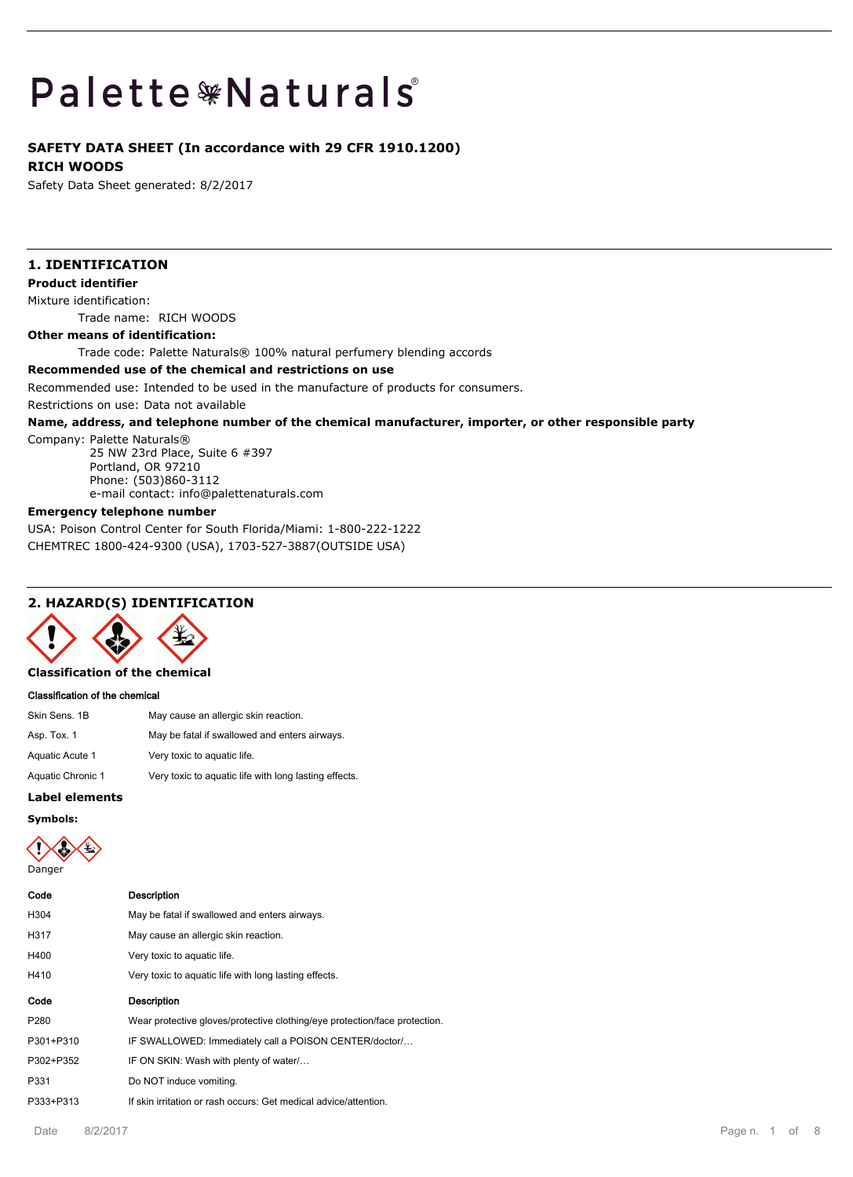# Palette Naturals®

**SAFETY DATA SHEET (In accordance with 29 CFR 1910.1200)**

**RICH WOODS**

Safety Data Sheet generated: 8/2/2017

## 1. IDENTIFICATION

**Product identifier**

Mixture identification:

Trade name: RICH WOODS

**Other means of identification:**

Trade code: Palette Naturals® 100% natural perfumery blending accords

**Recommended use of the chemical and restrictions on use**

Recommended use: Intended to be used in the manufacture of products for consumers.

Restrictions on use: Data not available

**Name, address, and telephone number of the chemical manufacturer, importer, or other responsible party**

Company: Palette Naturals®
25 NW 23rd Place, Suite 6 #397
Portland, OR 97210
Phone: (503)860-3112
e-mail contact: info@palettenaturals.com

**Emergency telephone number**

USA: Poison Control Center for South Florida/Miami: 1-800-222-1222

CHEMTREC 1800-424-9300 (USA), 1703-527-3887(OUTSIDE USA)

## 2. HAZARD(S) IDENTIFICATION

**Classification of the chemical**

**Classification of the chemical**

| | |
|---|---|
| Skin Sens. 1B | May cause an allergic skin reaction. |
| Asp. Tox. 1 | May be fatal if swallowed and enters airways. |
| Aquatic Acute 1 | Very toxic to aquatic life. |
| Aquatic Chronic 1 | Very toxic to aquatic life with long lasting effects. |

**Label elements**

**Symbols:**

Danger

| Code | Description |
|---|---|
| H304 | May be fatal if swallowed and enters airways. |
| H317 | May cause an allergic skin reaction. |
| H400 | Very toxic to aquatic life. |
| H410 | Very toxic to aquatic life with long lasting effects. |

| Code | Description |
|---|---|
| P280 | Wear protective gloves/protective clothing/eye protection/face protection. |
| P301+P310 | IF SWALLOWED: Immediately call a POISON CENTER/doctor/… |
| P302+P352 | IF ON SKIN: Wash with plenty of water/… |
| P331 | Do NOT induce vomiting. |
| P333+P313 | If skin irritation or rash occurs: Get medical advice/attention. |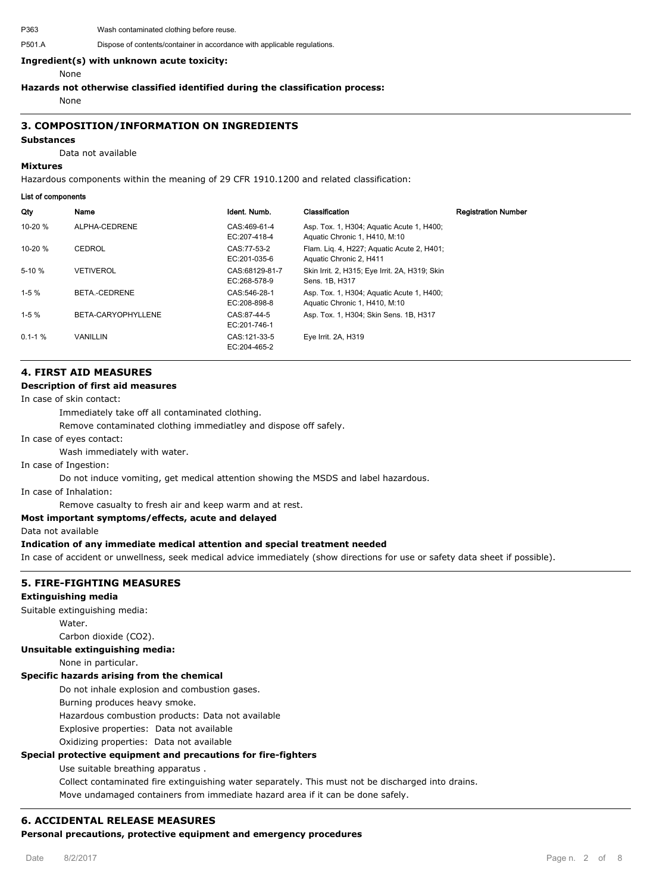| | |
|---|---|
| P363 | Wash contaminated clothing before reuse. |
| P501.A | Dispose of contents/container in accordance with applicable regulations. |

**Ingredient(s) with unknown acute toxicity:**

None

**Hazards not otherwise classified identified during the classification process:**

None

## 3. COMPOSITION/INFORMATION ON INGREDIENTS

**Substances**

Data not available

**Mixtures**

Hazardous components within the meaning of 29 CFR 1910.1200 and related classification:

**List of components**

| Qty | Name | Ident. Numb. | Classification | Registration Number |
|---|---|---|---|---|
| 10-20 % | ALPHA-CEDRENE | CAS:469-61-4<br>EC:207-418-4 | Asp. Tox. 1, H304; Aquatic Acute 1, H400; Aquatic Chronic 1, H410, M:10 | |
| 10-20 % | CEDROL | CAS:77-53-2<br>EC:201-035-6 | Flam. Liq. 4, H227; Aquatic Acute 2, H401; Aquatic Chronic 2, H411 | |
| 5-10 % | VETIVEROL | CAS:68129-81-7<br>EC:268-578-9 | Skin Irrit. 2, H315; Eye Irrit. 2A, H319; Skin Sens. 1B, H317 | |
| 1-5 % | BETA.-CEDRENE | CAS:546-28-1<br>EC:208-898-8 | Asp. Tox. 1, H304; Aquatic Acute 1, H400; Aquatic Chronic 1, H410, M:10 | |
| 1-5 % | BETA-CARYOPHYLLENE | CAS:87-44-5<br>EC:201-746-1 | Asp. Tox. 1, H304; Skin Sens. 1B, H317 | |
| 0.1-1 % | VANILLIN | CAS:121-33-5<br>EC:204-465-2 | Eye Irrit. 2A, H319 | |

## 4. FIRST AID MEASURES

**Description of first aid measures**

In case of skin contact:

Immediately take off all contaminated clothing.

Remove contaminated clothing immediatley and dispose off safely.

In case of eyes contact:

Wash immediately with water.

In case of Ingestion:

Do not induce vomiting, get medical attention showing the MSDS and label hazardous.

In case of Inhalation:

Remove casualty to fresh air and keep warm and at rest.

**Most important symptoms/effects, acute and delayed**

Data not available

**Indication of any immediate medical attention and special treatment needed**

In case of accident or unwellness, seek medical advice immediately (show directions for use or safety data sheet if possible).

## 5. FIRE-FIGHTING MEASURES

**Extinguishing media**

Suitable extinguishing media:

Water.

Carbon dioxide (CO2).

**Unsuitable extinguishing media:**

None in particular.

**Specific hazards arising from the chemical**

Do not inhale explosion and combustion gases.

Burning produces heavy smoke.

Hazardous combustion products: Data not available

Explosive properties: Data not available

Oxidizing properties: Data not available

**Special protective equipment and precautions for fire-fighters**

Use suitable breathing apparatus .

Collect contaminated fire extinguishing water separately. This must not be discharged into drains.

Move undamaged containers from immediate hazard area if it can be done safely.

## 6. ACCIDENTAL RELEASE MEASURES

**Personal precautions, protective equipment and emergency procedures**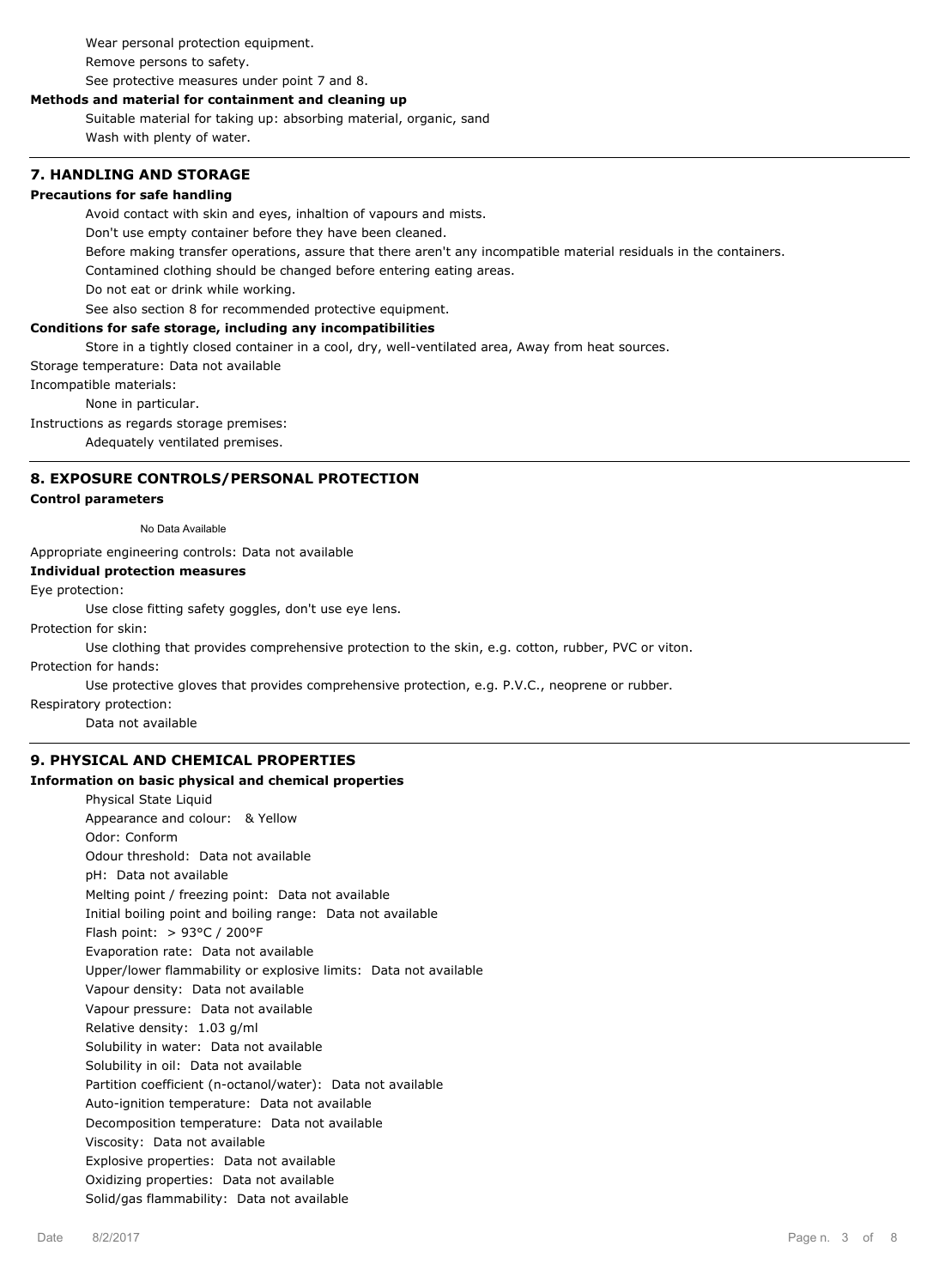Wear personal protection equipment.

Remove persons to safety.

See protective measures under point 7 and 8.

**Methods and material for containment and cleaning up**

Suitable material for taking up: absorbing material, organic, sand

Wash with plenty of water.

## 7. HANDLING AND STORAGE

**Precautions for safe handling**

Avoid contact with skin and eyes, inhaltion of vapours and mists.

Don't use empty container before they have been cleaned.

Before making transfer operations, assure that there aren't any incompatible material residuals in the containers.

Contamined clothing should be changed before entering eating areas.

Do not eat or drink while working.

See also section 8 for recommended protective equipment.

**Conditions for safe storage, including any incompatibilities**

Store in a tightly closed container in a cool, dry, well-ventilated area, Away from heat sources.

Storage temperature: Data not available

Incompatible materials:

None in particular.

Instructions as regards storage premises:

Adequately ventilated premises.

## 8. EXPOSURE CONTROLS/PERSONAL PROTECTION

**Control parameters**

No Data Available

Appropriate engineering controls: Data not available

**Individual protection measures**

Eye protection:

Use close fitting safety goggles, don't use eye lens.

Protection for skin:

Use clothing that provides comprehensive protection to the skin, e.g. cotton, rubber, PVC or viton.

Protection for hands:

Use protective gloves that provides comprehensive protection, e.g. P.V.C., neoprene or rubber.

Respiratory protection:

Data not available

## 9. PHYSICAL AND CHEMICAL PROPERTIES

**Information on basic physical and chemical properties**

Physical State Liquid
Appearance and colour: & Yellow
Odor: Conform
Odour threshold: Data not available
pH: Data not available
Melting point / freezing point: Data not available
Initial boiling point and boiling range: Data not available
Flash point: > 93°C / 200°F
Evaporation rate: Data not available
Upper/lower flammability or explosive limits: Data not available
Vapour density: Data not available
Vapour pressure: Data not available
Relative density: 1.03 g/ml
Solubility in water: Data not available
Solubility in oil: Data not available
Partition coefficient (n-octanol/water): Data not available
Auto-ignition temperature: Data not available
Decomposition temperature: Data not available
Viscosity: Data not available
Explosive properties: Data not available
Oxidizing properties: Data not available
Solid/gas flammability: Data not available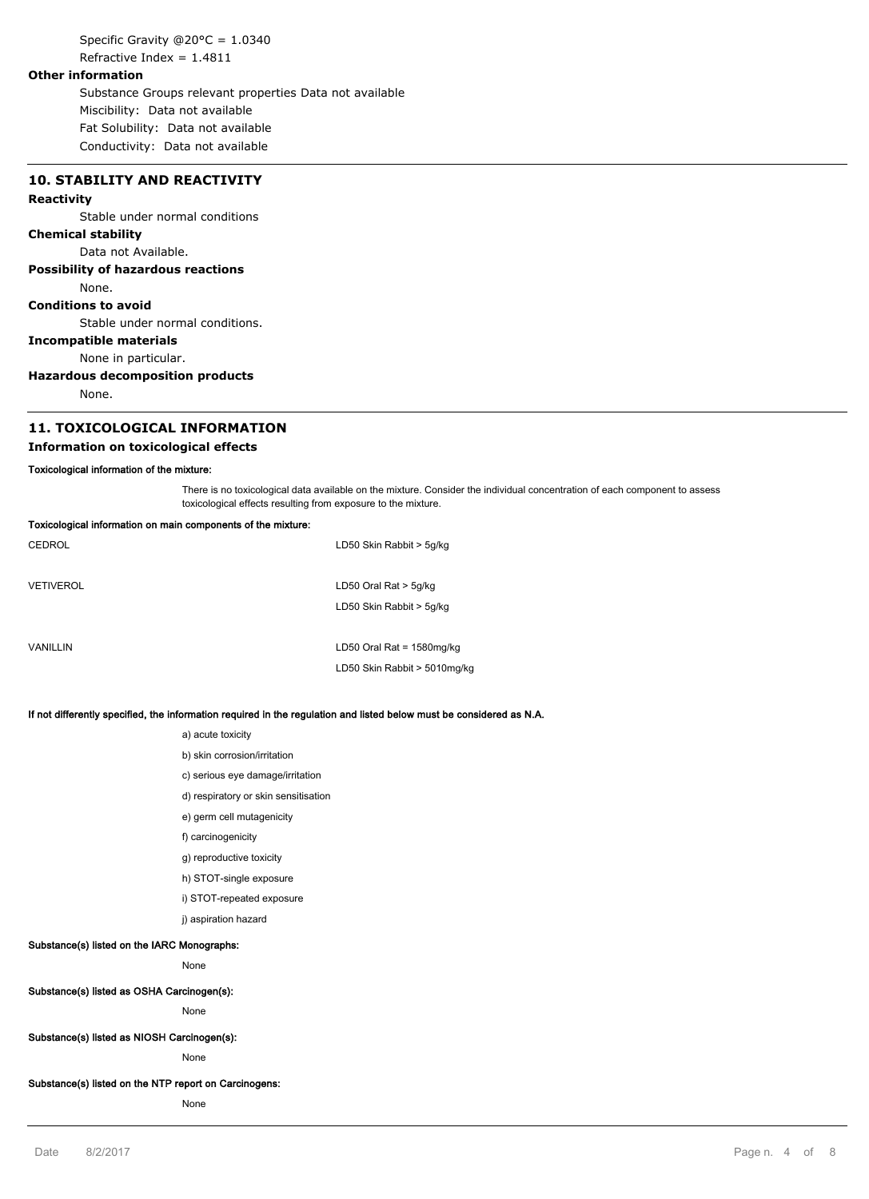Specific Gravity @20°C = 1.0340

Refractive Index = 1.4811

**Other information**

Substance Groups relevant properties Data not available

Miscibility: Data not available

Fat Solubility: Data not available

Conductivity: Data not available

## 10. STABILITY AND REACTIVITY

**Reactivity**

Stable under normal conditions

**Chemical stability**

Data not Available.

**Possibility of hazardous reactions**

None.

**Conditions to avoid**

Stable under normal conditions.

**Incompatible materials**

None in particular.

**Hazardous decomposition products**

None.

## 11. TOXICOLOGICAL INFORMATION

### Information on toxicological effects

**Toxicological information of the mixture:**

There is no toxicological data available on the mixture. Consider the individual concentration of each component to assess toxicological effects resulting from exposure to the mixture.

**Toxicological information on main components of the mixture:**

| | |
|---|---|
| CEDROL | LD50 Skin Rabbit > 5g/kg |
| VETIVEROL | LD50 Oral Rat > 5g/kg |
| | LD50 Skin Rabbit > 5g/kg |
| VANILLIN | LD50 Oral Rat = 1580mg/kg |
| | LD50 Skin Rabbit > 5010mg/kg |

**If not differently specified, the information required in the regulation and listed below must be considered as N.A.**

a) acute toxicity

b) skin corrosion/irritation

c) serious eye damage/irritation

d) respiratory or skin sensitisation

e) germ cell mutagenicity

f) carcinogenicity

g) reproductive toxicity

h) STOT-single exposure

i) STOT-repeated exposure

j) aspiration hazard

**Substance(s) listed on the IARC Monographs:**

None

**Substance(s) listed as OSHA Carcinogen(s):**

None

**Substance(s) listed as NIOSH Carcinogen(s):**

None

**Substance(s) listed on the NTP report on Carcinogens:**

None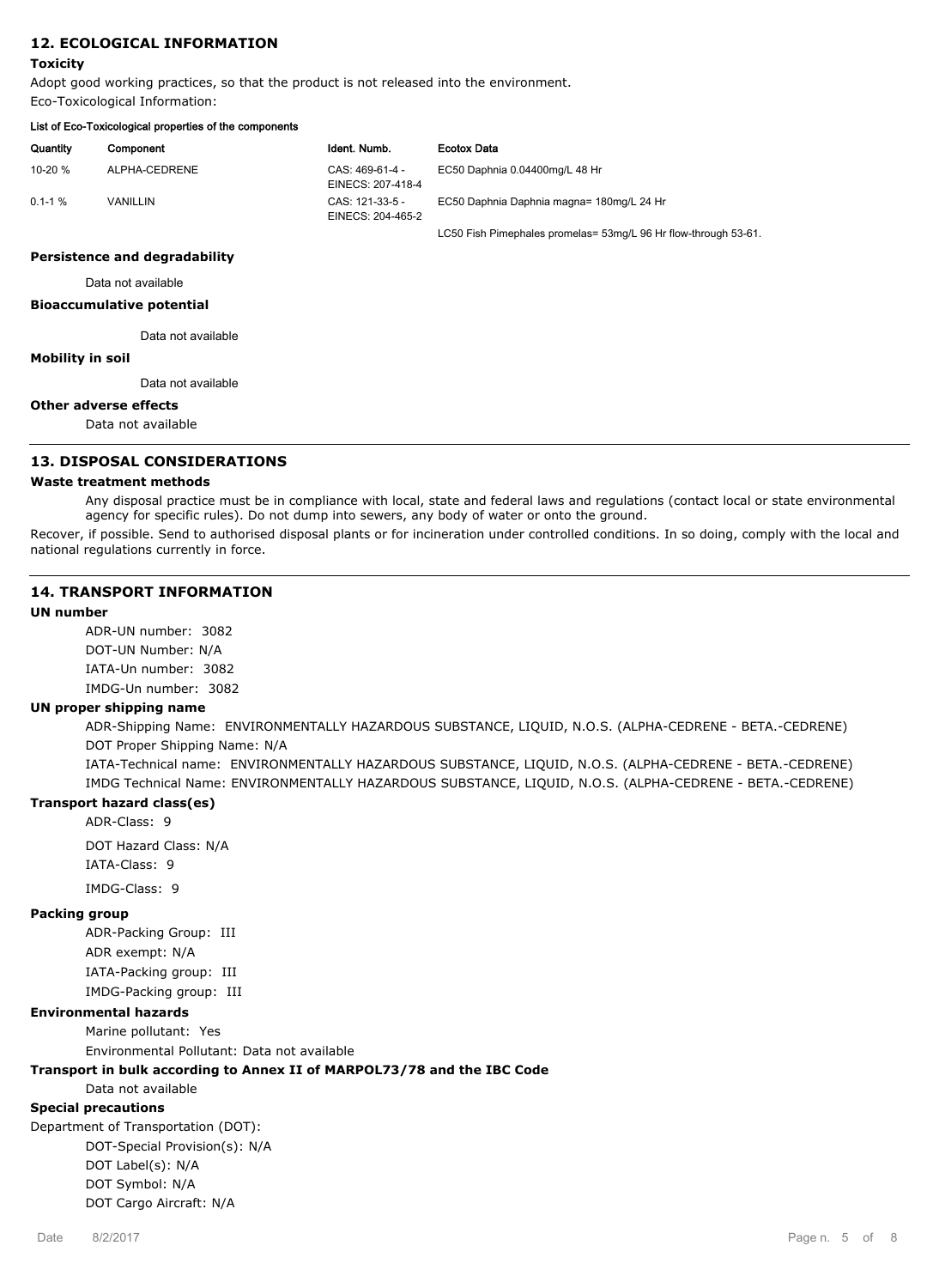## 12. ECOLOGICAL INFORMATION

### Toxicity

Adopt good working practices, so that the product is not released into the environment.

Eco-Toxicological Information:

**List of Eco-Toxicological properties of the components**

| Quantity | Component | Ident. Numb. | Ecotox Data |
|---|---|---|---|
| 10-20 % | ALPHA-CEDRENE | CAS: 469-61-4 - EINECS: 207-418-4 | EC50 Daphnia 0.04400mg/L 48 Hr |
| 0.1-1 % | VANILLIN | CAS: 121-33-5 - EINECS: 204-465-2 | EC50 Daphnia Daphnia magna= 180mg/L 24 Hr |
| | | | LC50 Fish Pimephales promelas= 53mg/L 96 Hr flow-through 53-61. |

### Persistence and degradability

Data not available

### Bioaccumulative potential

Data not available

### Mobility in soil

Data not available

### Other adverse effects

Data not available

## 13. DISPOSAL CONSIDERATIONS

### Waste treatment methods

Any disposal practice must be in compliance with local, state and federal laws and regulations (contact local or state environmental agency for specific rules). Do not dump into sewers, any body of water or onto the ground.

Recover, if possible. Send to authorised disposal plants or for incineration under controlled conditions. In so doing, comply with the local and national regulations currently in force.

## 14. TRANSPORT INFORMATION

### UN number

ADR-UN number: 3082

DOT-UN Number: N/A

IATA-Un number: 3082

IMDG-Un number: 3082

### UN proper shipping name

ADR-Shipping Name: ENVIRONMENTALLY HAZARDOUS SUBSTANCE, LIQUID, N.O.S. (ALPHA-CEDRENE - BETA.-CEDRENE)

DOT Proper Shipping Name: N/A

IATA-Technical name: ENVIRONMENTALLY HAZARDOUS SUBSTANCE, LIQUID, N.O.S. (ALPHA-CEDRENE - BETA.-CEDRENE)

IMDG Technical Name: ENVIRONMENTALLY HAZARDOUS SUBSTANCE, LIQUID, N.O.S. (ALPHA-CEDRENE - BETA.-CEDRENE)

### Transport hazard class(es)

ADR-Class: 9

DOT Hazard Class: N/A

IATA-Class: 9

IMDG-Class: 9

### Packing group

ADR-Packing Group: III

ADR exempt: N/A

IATA-Packing group: III

IMDG-Packing group: III

### Environmental hazards

Marine pollutant: Yes

Environmental Pollutant: Data not available

### Transport in bulk according to Annex II of MARPOL73/78 and the IBC Code

Data not available

### Special precautions

Department of Transportation (DOT):

DOT-Special Provision(s): N/A

DOT Label(s): N/A

DOT Symbol: N/A

DOT Cargo Aircraft: N/A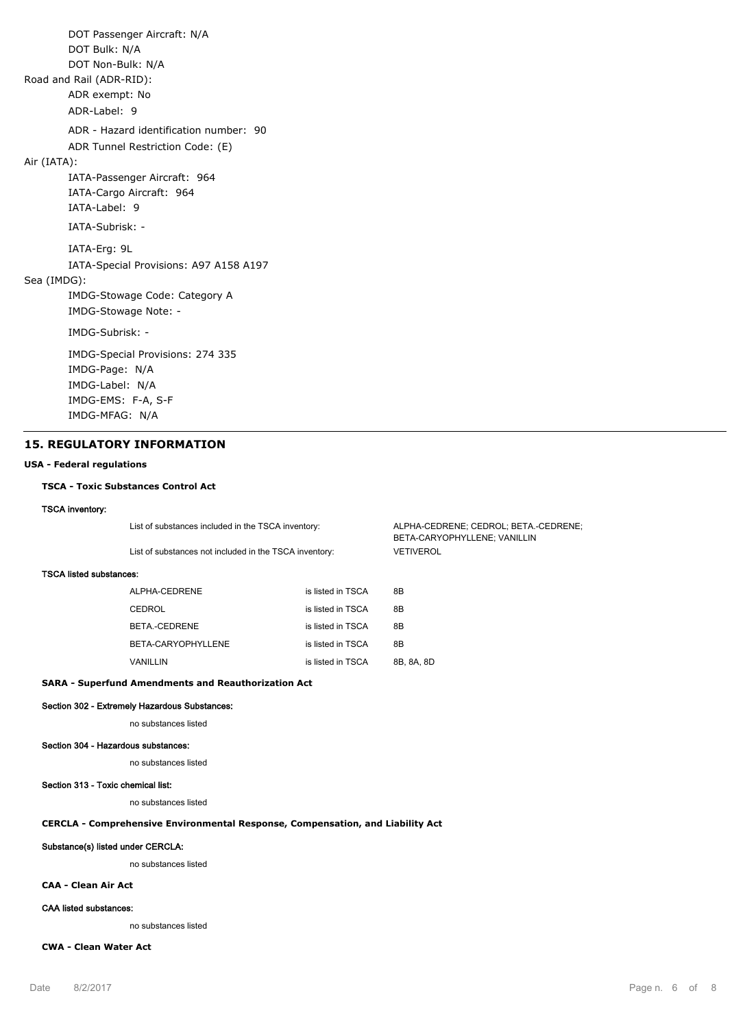DOT Passenger Aircraft: N/A
DOT Bulk: N/A
DOT Non-Bulk: N/A

Road and Rail (ADR-RID):

ADR exempt: No
ADR-Label: 9
ADR - Hazard identification number: 90
ADR Tunnel Restriction Code: (E)

Air (IATA):

IATA-Passenger Aircraft: 964
IATA-Cargo Aircraft: 964
IATA-Label: 9
IATA-Subrisk: -
IATA-Erg: 9L
IATA-Special Provisions: A97 A158 A197

Sea (IMDG):

IMDG-Stowage Code: Category A
IMDG-Stowage Note: -
IMDG-Subrisk: -
IMDG-Special Provisions: 274 335
IMDG-Page: N/A
IMDG-Label: N/A
IMDG-EMS: F-A, S-F
IMDG-MFAG: N/A

## 15. REGULATORY INFORMATION

**USA - Federal regulations**

**TSCA - Toxic Substances Control Act**

**TSCA inventory:**

| | |
|---|---|
| List of substances included in the TSCA inventory: | ALPHA-CEDRENE; CEDROL; BETA.-CEDRENE; BETA-CARYOPHYLLENE; VANILLIN |
| List of substances not included in the TSCA inventory: | VETIVEROL |

**TSCA listed substances:**

| | | |
|---|---|---|
| ALPHA-CEDRENE | is listed in TSCA | 8B |
| CEDROL | is listed in TSCA | 8B |
| BETA.-CEDRENE | is listed in TSCA | 8B |
| BETA-CARYOPHYLLENE | is listed in TSCA | 8B |
| VANILLIN | is listed in TSCA | 8B, 8A, 8D |

**SARA - Superfund Amendments and Reauthorization Act**

**Section 302 - Extremely Hazardous Substances:**

no substances listed

**Section 304 - Hazardous substances:**

no substances listed

**Section 313 - Toxic chemical list:**

no substances listed

**CERCLA - Comprehensive Environmental Response, Compensation, and Liability Act**

**Substance(s) listed under CERCLA:**

no substances listed

**CAA - Clean Air Act**

**CAA listed substances:**

no substances listed

**CWA - Clean Water Act**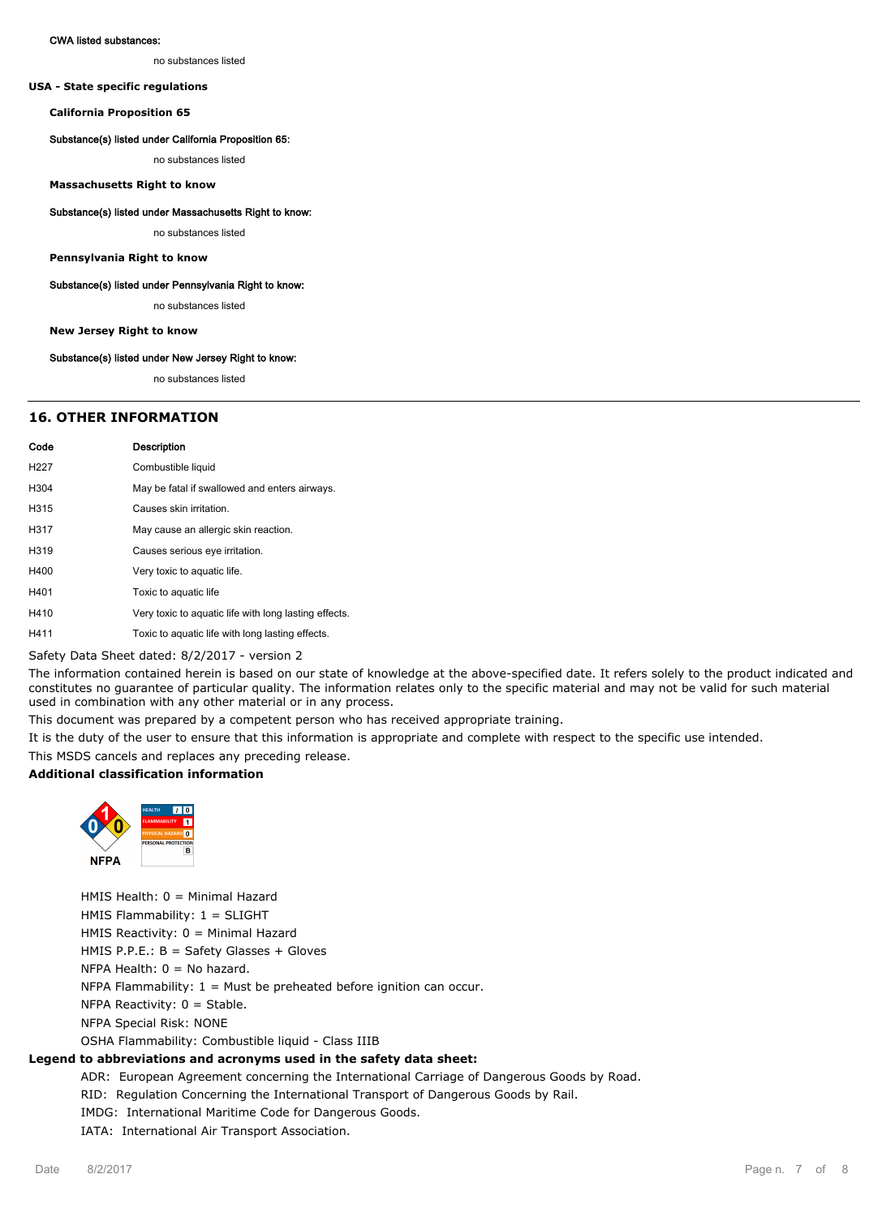**CWA listed substances:**

no substances listed

**USA - State specific regulations**

**California Proposition 65**

**Substance(s) listed under California Proposition 65:**

no substances listed

**Massachusetts Right to know**

**Substance(s) listed under Massachusetts Right to know:**

no substances listed

**Pennsylvania Right to know**

**Substance(s) listed under Pennsylvania Right to know:**

no substances listed

**New Jersey Right to know**

**Substance(s) listed under New Jersey Right to know:**

no substances listed

## 16. OTHER INFORMATION

| Code | Description |
|---|---|
| H227 | Combustible liquid |
| H304 | May be fatal if swallowed and enters airways. |
| H315 | Causes skin irritation. |
| H317 | May cause an allergic skin reaction. |
| H319 | Causes serious eye irritation. |
| H400 | Very toxic to aquatic life. |
| H401 | Toxic to aquatic life |
| H410 | Very toxic to aquatic life with long lasting effects. |
| H411 | Toxic to aquatic life with long lasting effects. |

Safety Data Sheet dated: 8/2/2017 - version 2

The information contained herein is based on our state of knowledge at the above-specified date. It refers solely to the product indicated and constitutes no guarantee of particular quality. The information relates only to the specific material and may not be valid for such material used in combination with any other material or in any process.

This document was prepared by a competent person who has received appropriate training.

It is the duty of the user to ensure that this information is appropriate and complete with respect to the specific use intended.

This MSDS cancels and replaces any preceding release.

**Additional classification information**

NFPA

| HEALTH | / | 0 |
|---|---|---|
| FLAMMABILITY | | 1 |
| PHYSICAL HAZARD | | 0 |
| PERSONAL PROTECTION | | B |

HMIS Health: 0 = Minimal Hazard
HMIS Flammability: 1 = SLIGHT
HMIS Reactivity: 0 = Minimal Hazard
HMIS P.P.E.: B = Safety Glasses + Gloves
NFPA Health: 0 = No hazard.
NFPA Flammability: 1 = Must be preheated before ignition can occur.
NFPA Reactivity: 0 = Stable.
NFPA Special Risk: NONE
OSHA Flammability: Combustible liquid - Class IIIB

**Legend to abbreviations and acronyms used in the safety data sheet:**

ADR: European Agreement concerning the International Carriage of Dangerous Goods by Road.
RID: Regulation Concerning the International Transport of Dangerous Goods by Rail.
IMDG: International Maritime Code for Dangerous Goods.
IATA: International Air Transport Association.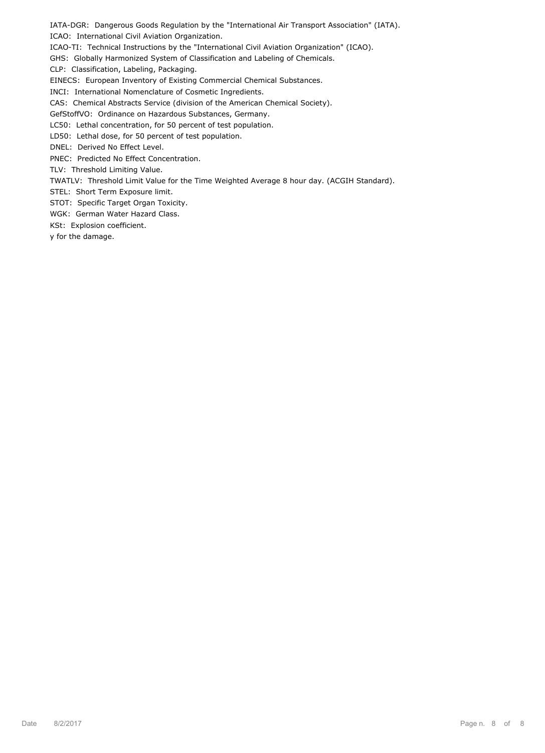IATA-DGR: Dangerous Goods Regulation by the "International Air Transport Association" (IATA).

ICAO: International Civil Aviation Organization.

ICAO-TI: Technical Instructions by the "International Civil Aviation Organization" (ICAO).

GHS: Globally Harmonized System of Classification and Labeling of Chemicals.

CLP: Classification, Labeling, Packaging.

EINECS: European Inventory of Existing Commercial Chemical Substances.

INCI: International Nomenclature of Cosmetic Ingredients.

CAS: Chemical Abstracts Service (division of the American Chemical Society).

GefStoffVO: Ordinance on Hazardous Substances, Germany.

LC50: Lethal concentration, for 50 percent of test population.

LD50: Lethal dose, for 50 percent of test population.

DNEL: Derived No Effect Level.

PNEC: Predicted No Effect Concentration.

TLV: Threshold Limiting Value.

TWATLV: Threshold Limit Value for the Time Weighted Average 8 hour day. (ACGIH Standard).

STEL: Short Term Exposure limit.

STOT: Specific Target Organ Toxicity.

WGK: German Water Hazard Class.

KSt: Explosion coefficient.

y for the damage.

Date 8/2/2017